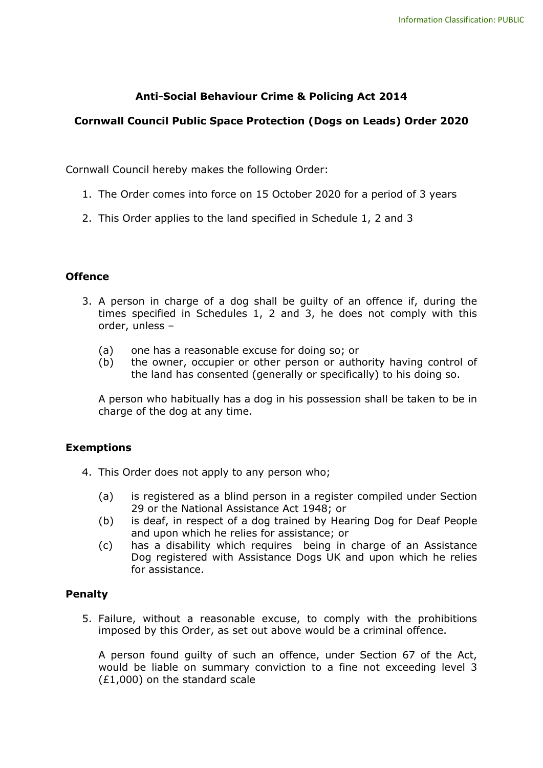## Anti-Social Behaviour Crime & Policing Act 2014

## Cornwall Council Public Space Protection (Dogs on Leads) Order 2020

Cornwall Council hereby makes the following Order:

1. The Order comes into force on 15 October 2020 for a period of 3 years
2. This Order applies to the land specified in Schedule 1, 2 and 3

### Offence

3. A person in charge of a dog shall be guilty of an offence if, during the times specified in Schedules 1, 2 and 3, he does not comply with this order, unless –

   (a) one has a reasonable excuse for doing so; or
   (b) the owner, occupier or other person or authority having control of the land has consented (generally or specifically) to his doing so.

   A person who habitually has a dog in his possession shall be taken to be in charge of the dog at any time.

### Exemptions

4. This Order does not apply to any person who;

   (a) is registered as a blind person in a register compiled under Section 29 or the National Assistance Act 1948; or
   (b) is deaf, in respect of a dog trained by Hearing Dog for Deaf People and upon which he relies for assistance; or
   (c) has a disability which requires being in charge of an Assistance Dog registered with Assistance Dogs UK and upon which he relies for assistance.

### Penalty

5. Failure, without a reasonable excuse, to comply with the prohibitions imposed by this Order, as set out above would be a criminal offence.

   A person found guilty of such an offence, under Section 67 of the Act, would be liable on summary conviction to a fine not exceeding level 3 (£1,000) on the standard scale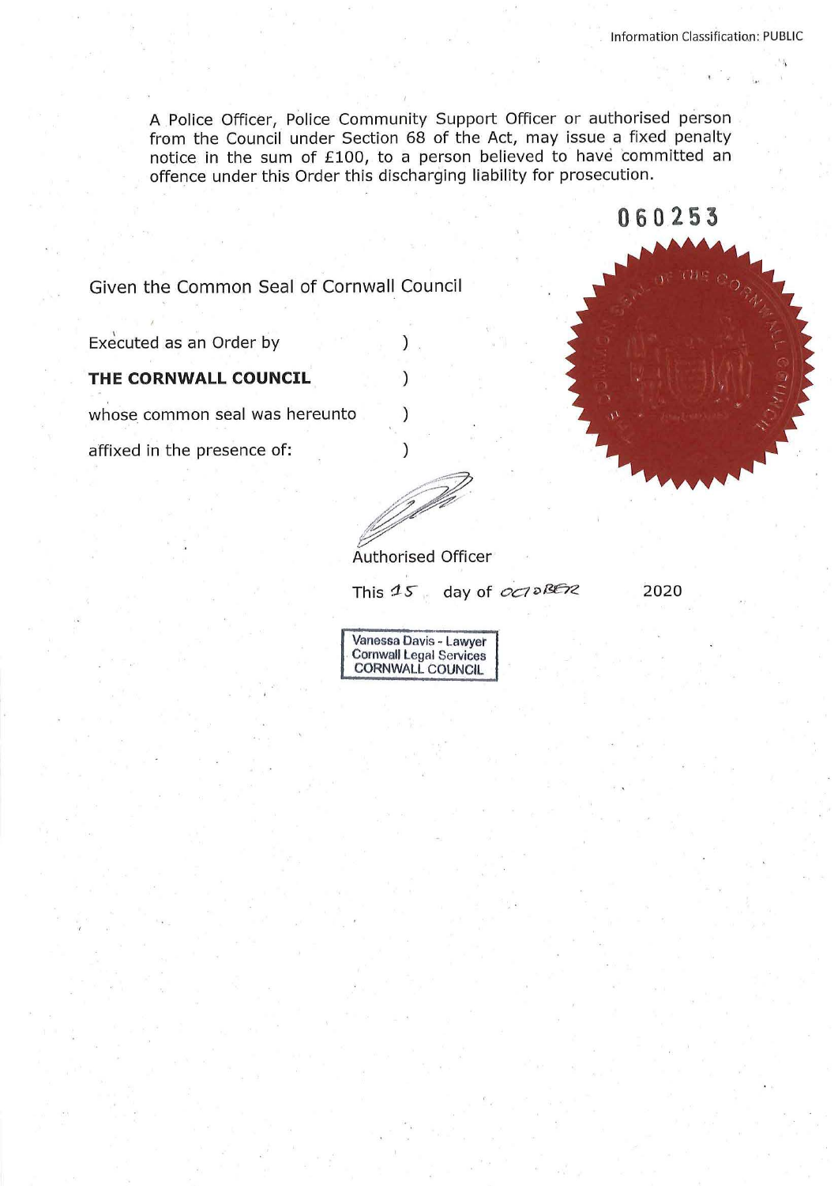A Police Officer, Police Community Support Officer or authorised person from the Council under Section 68 of the Act, may issue a fixed penalty notice in the sum of £100, to a person believed to have committed an offence under this Order this discharging liability for prosecution.

060253

Given the Common Seal of Cornwall Council

Executed as an Order by )

**THE CORNWALL COUNCIL** )

whose common seal was hereunto )

affixed in the presence of: )

Authorised Officer

This 15 day of OCTOBER 2020

Vanessa Davis - Lawyer
Cornwall Legal Services
CORNWALL COUNCIL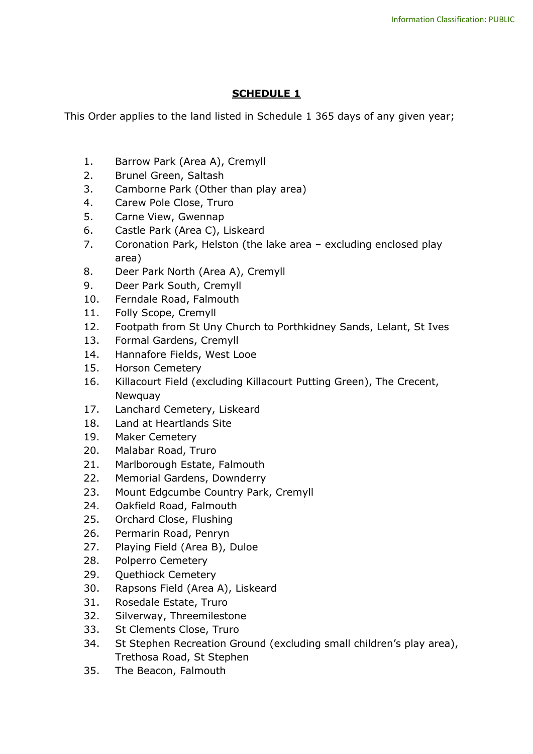## SCHEDULE 1

This Order applies to the land listed in Schedule 1 365 days of any given year;

1. Barrow Park (Area A), Cremyll
2. Brunel Green, Saltash
3. Camborne Park (Other than play area)
4. Carew Pole Close, Truro
5. Carne View, Gwennap
6. Castle Park (Area C), Liskeard
7. Coronation Park, Helston (the lake area – excluding enclosed play area)
8. Deer Park North (Area A), Cremyll
9. Deer Park South, Cremyll
10. Ferndale Road, Falmouth
11. Folly Scope, Cremyll
12. Footpath from St Uny Church to Porthkidney Sands, Lelant, St Ives
13. Formal Gardens, Cremyll
14. Hannafore Fields, West Looe
15. Horson Cemetery
16. Killacourt Field (excluding Killacourt Putting Green), The Crecent, Newquay
17. Lanchard Cemetery, Liskeard
18. Land at Heartlands Site
19. Maker Cemetery
20. Malabar Road, Truro
21. Marlborough Estate, Falmouth
22. Memorial Gardens, Downderry
23. Mount Edgcumbe Country Park, Cremyll
24. Oakfield Road, Falmouth
25. Orchard Close, Flushing
26. Permarin Road, Penryn
27. Playing Field (Area B), Duloe
28. Polperro Cemetery
29. Quethiock Cemetery
30. Rapsons Field (Area A), Liskeard
31. Rosedale Estate, Truro
32. Silverway, Threemilestone
33. St Clements Close, Truro
34. St Stephen Recreation Ground (excluding small children's play area), Trethosa Road, St Stephen
35. The Beacon, Falmouth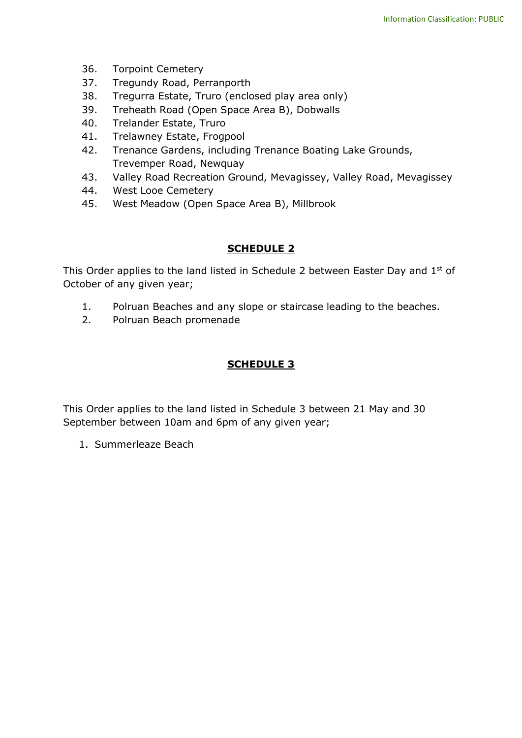36. Torpoint Cemetery
37. Tregundy Road, Perranporth
38. Tregurra Estate, Truro (enclosed play area only)
39. Treheath Road (Open Space Area B), Dobwalls
40. Trelander Estate, Truro
41. Trelawney Estate, Frogpool
42. Trenance Gardens, including Trenance Boating Lake Grounds, Trevemper Road, Newquay
43. Valley Road Recreation Ground, Mevagissey, Valley Road, Mevagissey
44. West Looe Cemetery
45. West Meadow (Open Space Area B), Millbrook

## SCHEDULE 2

This Order applies to the land listed in Schedule 2 between Easter Day and 1st of October of any given year;

1. Polruan Beaches and any slope or staircase leading to the beaches.
2. Polruan Beach promenade

## SCHEDULE 3

This Order applies to the land listed in Schedule 3 between 21 May and 30 September between 10am and 6pm of any given year;

1. Summerleaze Beach